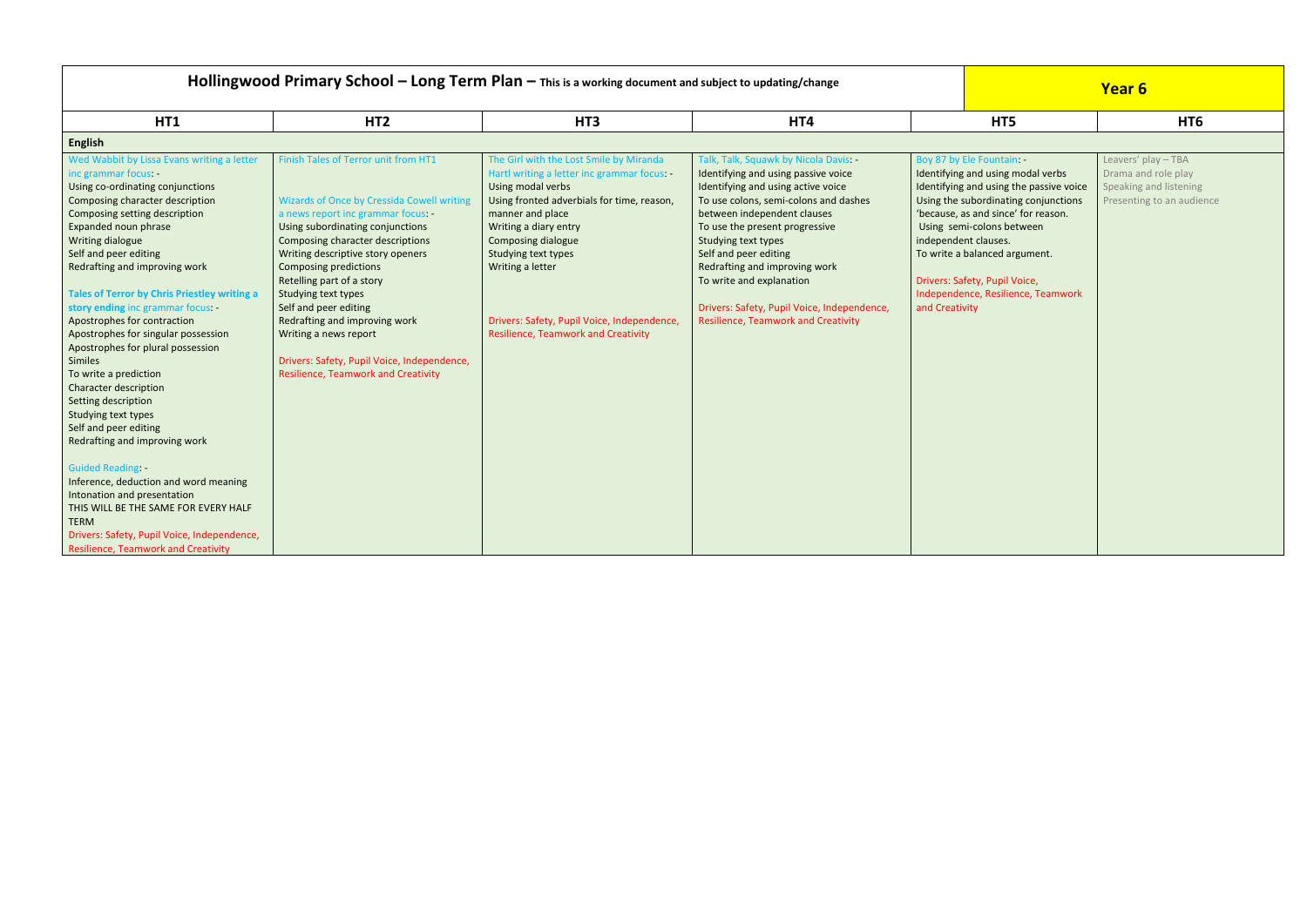# Hollingwood Primary School – Long Term Plan – This is a working document and subject to updating/change

## Year 6

| HT1 | HT2 | HT3 | HT4 | HT5 | HT6 |
|---|---|---|---|---|---|
| **English** | | | | | |
| Wed Wabbit by Lissa Evans writing a letter inc grammar focus: -<br>Using co-ordinating conjunctions<br>Composing character description<br>Composing setting description<br>Expanded noun phrase<br>Writing dialogue<br>Self and peer editing<br>Redrafting and improving work<br><br>**Tales of Terror by Chris Priestley writing a story ending** inc grammar focus: -<br>Apostrophes for contraction<br>Apostrophes for singular possession<br>Apostrophes for plural possession<br>Similes<br>To write a prediction<br>Character description<br>Setting description<br>Studying text types<br>Self and peer editing<br>Redrafting and improving work<br><br>Guided Reading: -<br>Inference, deduction and word meaning<br>Intonation and presentation<br>THIS WILL BE THE SAME FOR EVERY HALF TERM<br>Drivers: Safety, Pupil Voice, Independence, Resilience, Teamwork and Creativity | Finish Tales of Terror unit from HT1<br><br><br>Wizards of Once by Cressida Cowell writing a news report inc grammar focus: -<br>Using subordinating conjunctions<br>Composing character descriptions<br>Writing descriptive story openers<br>Composing predictions<br>Retelling part of a story<br>Studying text types<br>Self and peer editing<br>Redrafting and improving work<br>Writing a news report<br><br>Drivers: Safety, Pupil Voice, Independence, Resilience, Teamwork and Creativity | The Girl with the Lost Smile by Miranda Hartl writing a letter inc grammar focus: -<br>Using modal verbs<br>Using fronted adverbials for time, reason, manner and place<br>Writing a diary entry<br>Composing dialogue<br>Studying text types<br>Writing a letter<br><br><br><br>Drivers: Safety, Pupil Voice, Independence, Resilience, Teamwork and Creativity | Talk, Talk, Squawk by Nicola Davis: -<br>Identifying and using passive voice<br>Identifying and using active voice<br>To use colons, semi-colons and dashes between independent clauses<br>To use the present progressive<br>Studying text types<br>Self and peer editing<br>Redrafting and improving work<br>To write and explanation<br><br>Drivers: Safety, Pupil Voice, Independence, Resilience, Teamwork and Creativity | Boy 87 by Ele Fountain: -<br>Identifying and using modal verbs<br>Identifying and using the passive voice<br>Using the subordinating conjunctions 'because, as and since' for reason.<br>Using semi-colons between independent clauses.<br>To write a balanced argument.<br><br>Drivers: Safety, Pupil Voice, Independence, Resilience, Teamwork and Creativity | Leavers' play – TBA<br>Drama and role play<br>Speaking and listening<br>Presenting to an audience |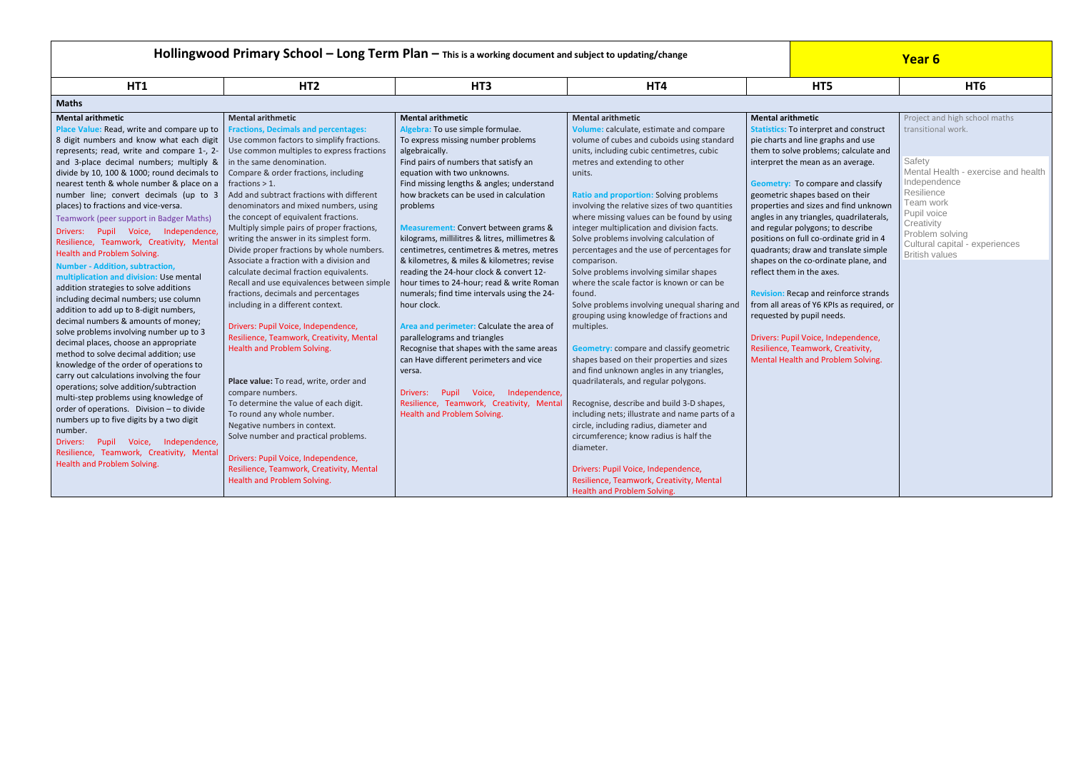# Hollingwood Primary School – Long Term Plan – This is a working document and subject to updating/change

**Year 6**

| HT1 | HT2 | HT3 | HT4 | HT5 | HT6 |
|---|---|---|---|---|---|
| **Maths** | | | | | |
| **Mental arithmetic**<br>Place Value: Read, write and compare up to 8 digit numbers and know what each digit represents; read, write and compare 1-, 2- and 3-place decimal numbers; multiply & divide by 10, 100 & 1000; round decimals to nearest tenth & whole number & place on a number line; convert decimals (up to 3 places) to fractions and vice-versa.<br>Teamwork (peer support in Badger Maths)<br>Drivers: Pupil Voice, Independence, Resilience, Teamwork, Creativity, Mental Health and Problem Solving.<br>Number - Addition, subtraction, multiplication and division: Use mental addition strategies to solve additions including decimal numbers; use column addition to add up to 8-digit numbers, decimal numbers & amounts of money; solve problems involving number up to 3 decimal places, choose an appropriate method to solve decimal addition; use knowledge of the order of operations to carry out calculations involving the four operations; solve addition/subtraction multi-step problems using knowledge of order of operations. Division – to divide numbers up to five digits by a two digit number.<br>Drivers: Pupil Voice, Independence, Resilience, Teamwork, Creativity, Mental Health and Problem Solving. | **Mental arithmetic**<br>Fractions, Decimals and percentages: Use common factors to simplify fractions. Use common multiples to express fractions in the same denomination.<br>Compare & order fractions, including fractions > 1.<br>Add and subtract fractions with different denominators and mixed numbers, using the concept of equivalent fractions.<br>Multiply simple pairs of proper fractions, writing the answer in its simplest form.<br>Divide proper fractions by whole numbers.<br>Associate a fraction with a division and calculate decimal fraction equivalents.<br>Recall and use equivalences between simple fractions, decimals and percentages including in a different context.<br>Drivers: Pupil Voice, Independence, Resilience, Teamwork, Creativity, Mental Health and Problem Solving.<br>**Place value:** To read, write, order and compare numbers.<br>To determine the value of each digit.<br>To round any whole number.<br>Negative numbers in context.<br>Solve number and practical problems.<br>Drivers: Pupil Voice, Independence, Resilience, Teamwork, Creativity, Mental Health and Problem Solving. | **Mental arithmetic**<br>Algebra: To use simple formulae.<br>To express missing number problems algebraically.<br>Find pairs of numbers that satisfy an equation with two unknowns.<br>Find missing lengths & angles; understand how brackets can be used in calculation problems<br>Measurement: Convert between grams & kilograms, millilitres & litres, millimetres & centimetres, centimetres & metres, metres & kilometres, & miles & kilometres; revise reading the 24-hour clock & convert 12-hour times to 24-hour; read & write Roman numerals; find time intervals using the 24-hour clock.<br>Area and perimeter: Calculate the area of parallelograms and triangles<br>Recognise that shapes with the same areas can Have different perimeters and vice versa.<br>Drivers: Pupil Voice, Independence, Resilience, Teamwork, Creativity, Mental Health and Problem Solving. | **Mental arithmetic**<br>Volume: calculate, estimate and compare volume of cubes and cuboids using standard units, including cubic centimetres, cubic metres and extending to other units.<br>Ratio and proportion: Solving problems involving the relative sizes of two quantities where missing values can be found by using integer multiplication and division facts.<br>Solve problems involving calculation of percentages and the use of percentages for comparison.<br>Solve problems involving similar shapes where the scale factor is known or can be found.<br>Solve problems involving unequal sharing and grouping using knowledge of fractions and multiples.<br>Geometry: compare and classify geometric shapes based on their properties and sizes and find unknown angles in any triangles, quadrilaterals, and regular polygons.<br>Recognise, describe and build 3-D shapes, including nets; illustrate and name parts of a circle, including radius, diameter and circumference; know radius is half the diameter.<br>Drivers: Pupil Voice, Independence, Resilience, Teamwork, Creativity, Mental Health and Problem Solving. | **Mental arithmetic**<br>Statistics: To interpret and construct pie charts and line graphs and use them to solve problems; calculate and interpret the mean as an average.<br>Geometry: To compare and classify geometric shapes based on their properties and sizes and find unknown angles in any triangles, quadrilaterals, and regular polygons; to describe positions on full co-ordinate grid in 4 quadrants; draw and translate simple shapes on the co-ordinate plane, and reflect them in the axes.<br>Revision: Recap and reinforce strands from all areas of Y6 KPIs as required, or requested by pupil needs.<br>Drivers: Pupil Voice, Independence, Resilience, Teamwork, Creativity, Mental Health and Problem Solving. | Project and high school maths transitional work.<br>Safety<br>Mental Health - exercise and health<br>Resilience<br>Independence<br>Team work<br>Pupil voice<br>Creativity<br>Problem solving<br>Cultural capital - experiences<br>British values |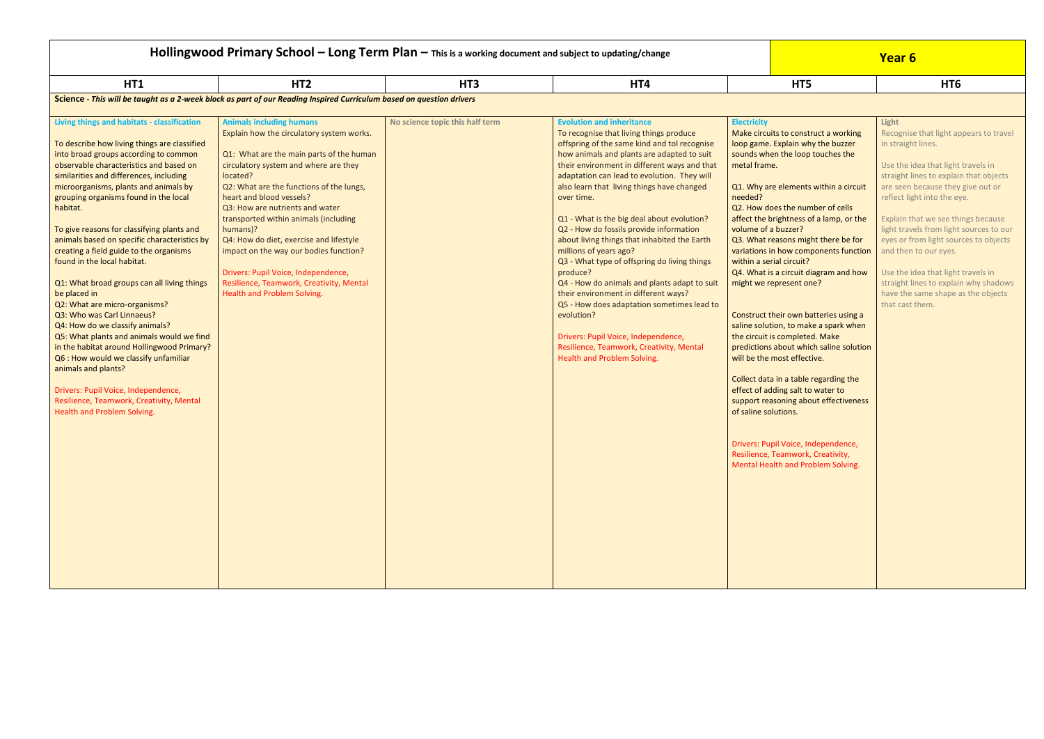# Hollingwood Primary School – Long Term Plan – This is a working document and subject to updating/change

**Year 6**

| HT1 | HT2 | HT3 | HT4 | HT5 | HT6 |
|---|---|---|---|---|---|
| **Science** - *This will be taught as a 2-week block as part of our Reading Inspired Curriculum based on question drivers* | | | | | |
| **Living things and habitats - classification**<br><br>To describe how living things are classified into broad groups according to common observable characteristics and based on similarities and differences, including microorganisms, plants and animals by grouping organisms found in the local habitat.<br><br>To give reasons for classifying plants and animals based on specific characteristics by creating a field guide to the organisms found in the local habitat.<br><br>Q1: What broad groups can all living things be placed in<br>Q2: What are micro-organisms?<br>Q3: Who was Carl Linnaeus?<br>Q4: How do we classify animals?<br>Q5: What plants and animals would we find in the habitat around Hollingwood Primary?<br>Q6 : How would we classify unfamiliar animals and plants?<br><br>Drivers: Pupil Voice, Independence, Resilience, Teamwork, Creativity, Mental Health and Problem Solving. | **Animals including humans**<br>Explain how the circulatory system works.<br><br>Q1: What are the main parts of the human circulatory system and where are they located?<br>Q2: What are the functions of the lungs, heart and blood vessels?<br>Q3: How are nutrients and water transported within animals (including humans)?<br>Q4: How do diet, exercise and lifestyle impact on the way our bodies function?<br><br>Drivers: Pupil Voice, Independence, Resilience, Teamwork, Creativity, Mental Health and Problem Solving. | **No science topic this half term** | **Evolution and inheritance**<br>To recognise that living things produce offspring of the same kind and tol recognise how animals and plants are adapted to suit their environment in different ways and that adaptation can lead to evolution. They will also learn that living things have changed over time.<br><br>Q1 - What is the big deal about evolution?<br>Q2 - How do fossils provide information about living things that inhabited the Earth millions of years ago?<br>Q3 - What type of offspring do living things produce?<br>Q4 - How do animals and plants adapt to suit their environment in different ways?<br>Q5 - How does adaptation sometimes lead to evolution?<br><br>Drivers: Pupil Voice, Independence, Resilience, Teamwork, Creativity, Mental Health and Problem Solving. | **Electricity**<br>Make circuits to construct a working loop game. Explain why the buzzer sounds when the loop touches the metal frame.<br><br>Q1. Why are elements within a circuit needed?<br>Q2. How does the number of cells affect the brightness of a lamp, or the volume of a buzzer?<br>Q3. What reasons might there be for variations in how components function within a serial circuit?<br>Q4. What is a circuit diagram and how might we represent one?<br><br>Construct their own batteries using a saline solution, to make a spark when the circuit is completed. Make predictions about which saline solution will be the most effective.<br><br>Collect data in a table regarding the effect of adding salt to water to support reasoning about effectiveness of saline solutions.<br><br>Drivers: Pupil Voice, Independence, Resilience, Teamwork, Creativity, Mental Health and Problem Solving. | **Light**<br>Recognise that light appears to travel in straight lines.<br><br>Use the idea that light travels in straight lines to explain that objects are seen because they give out or reflect light into the eye.<br><br>Explain that we see things because light travels from light sources to our eyes or from light sources to objects and then to our eyes.<br><br>Use the idea that light travels in straight lines to explain why shadows have the same shape as the objects that cast them. |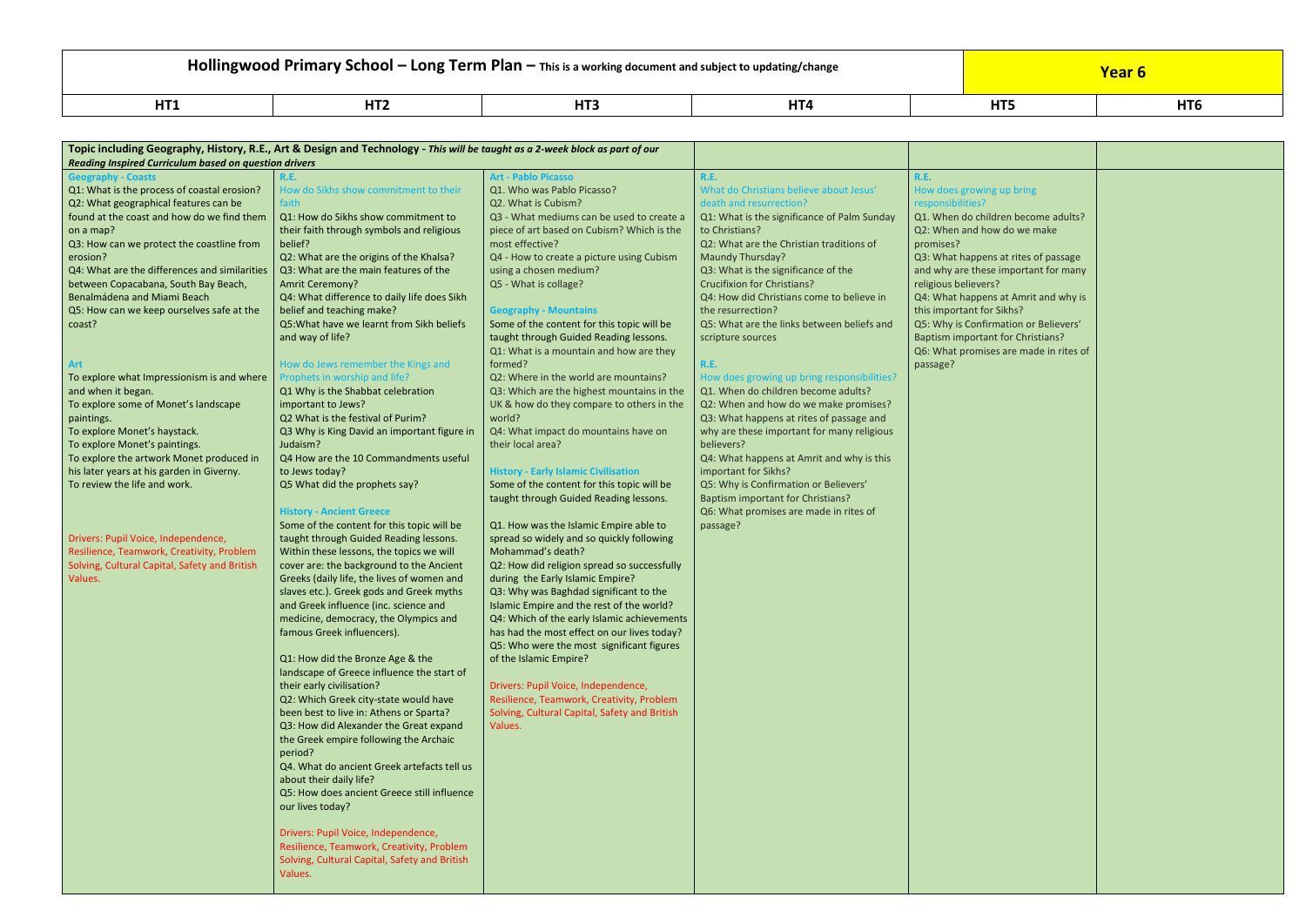# Hollingwood Primary School – Long Term Plan – This is a working document and subject to updating/change

**Year 6**

| HT1 | HT2 | HT3 | HT4 | HT5 | HT6 |
|---|---|---|---|---|---|
| **Topic including Geography, History, R.E., Art & Design and Technology** - *This will be taught as a 2-week block as part of our Reading Inspired Curriculum based on question drivers* | | | | | |
| **Geography - Coasts**<br>Q1: What is the process of coastal erosion?<br>Q2: What geographical features can be found at the coast and how do we find them on a map?<br>Q3: How can we protect the coastline from erosion?<br>Q4: What are the differences and similarities between Copacabana, South Bay Beach, Benalmádena and Miami Beach<br>Q5: How can we keep ourselves safe at the coast?<br><br>**Art**<br>To explore what Impressionism is and where and when it began.<br>To explore some of Monet's landscape paintings.<br>To explore Monet's haystack.<br>To explore Monet's paintings.<br>To explore the artwork Monet produced in his later years at his garden in Giverny.<br>To review the life and work.<br><br>Drivers: Pupil Voice, Independence, Resilience, Teamwork, Creativity, Problem Solving, Cultural Capital, Safety and British Values. | **R.E.**<br>How do Sikhs show commitment to their faith<br>Q1: How do Sikhs show commitment to their faith through symbols and religious belief?<br>Q2: What are the origins of the Khalsa?<br>Q3: What are the main features of the Amrit Ceremony?<br>Q4: What difference to daily life does Sikh belief and teaching make?<br>Q5:What have we learnt from Sikh beliefs and way of life?<br><br>How do Jews remember the Kings and Prophets in worship and life?<br>Q1 Why is the Shabbat celebration important to Jews?<br>Q2 What is the festival of Purim?<br>Q3 Why is King David an important figure in Judaism?<br>Q4 How are the 10 Commandments useful to Jews today?<br>Q5 What did the prophets say?<br><br>**History - Ancient Greece**<br>Some of the content for this topic will be taught through Guided Reading lessons. Within these lessons, the topics we will cover are: the background to the Ancient Greeks (daily life, the lives of women and slaves etc.). Greek gods and Greek myths and Greek influence (inc. science and medicine, democracy, the Olympics and famous Greek influencers).<br><br>Q1: How did the Bronze Age & the landscape of Greece influence the start of their early civilisation?<br>Q2: Which Greek city-state would have been best to live in: Athens or Sparta?<br>Q3: How did Alexander the Great expand the Greek empire following the Archaic period?<br>Q4. What do ancient Greek artefacts tell us about their daily life?<br>Q5: How does ancient Greece still influence our lives today?<br><br>Drivers: Pupil Voice, Independence, Resilience, Teamwork, Creativity, Problem Solving, Cultural Capital, Safety and British Values. | **Art - Pablo Picasso**<br>Q1. Who was Pablo Picasso?<br>Q2. What is Cubism?<br>Q3 - What mediums can be used to create a piece of art based on Cubism? Which is the most effective?<br>Q4 - How to create a picture using Cubism using a chosen medium?<br>Q5 - What is collage?<br><br>**Geography - Mountains**<br>Some of the content for this topic will be taught through Guided Reading lessons.<br>Q1: What is a mountain and how are they formed?<br>Q2: Where in the world are mountains?<br>Q3: Which are the highest mountains in the UK & how do they compare to others in the world?<br>Q4: What impact do mountains have on their local area?<br><br>**History - Early Islamic Civilisation**<br>Some of the content for this topic will be taught through Guided Reading lessons.<br><br>Q1. How was the Islamic Empire able to spread so widely and so quickly following Mohammad's death?<br>Q2: How did religion spread so successfully during the Early Islamic Empire?<br>Q3: Why was Baghdad significant to the Islamic Empire and the rest of the world?<br>Q4: Which of the early Islamic achievements has had the most effect on our lives today?<br>Q5: Who were the most significant figures of the Islamic Empire?<br><br>Drivers: Pupil Voice, Independence, Resilience, Teamwork, Creativity, Problem Solving, Cultural Capital, Safety and British Values. | **R.E.**<br>What do Christians believe about Jesus' death and resurrection?<br>Q1: What is the significance of Palm Sunday to Christians?<br>Q2: What are the Christian traditions of Maundy Thursday?<br>Q3: What is the significance of the Crucifixion for Christians?<br>Q4: How did Christians come to believe in the resurrection?<br>Q5: What are the links between beliefs and scripture sources<br><br>**R.E.**<br>How does growing up bring responsibilities?<br>Q1. When do children become adults?<br>Q2: When and how do we make promises?<br>Q3: What happens at rites of passage and why are these important for many religious believers?<br>Q4: What happens at Amrit and why is this important for Sikhs?<br>Q5: Why is Confirmation or Believers' Baptism important for Christians?<br>Q6: What promises are made in rites of passage? | **R.E.**<br>How does growing up bring responsibilities?<br>Q1. When do children become adults?<br>Q2: When and how do we make promises?<br>Q3: What happens at rites of passage and why are these important for many religious believers?<br>Q4: What happens at Amrit and why is this important for Sikhs?<br>Q5: Why is Confirmation or Believers' Baptism important for Christians?<br>Q6: What promises are made in rites of passage? | |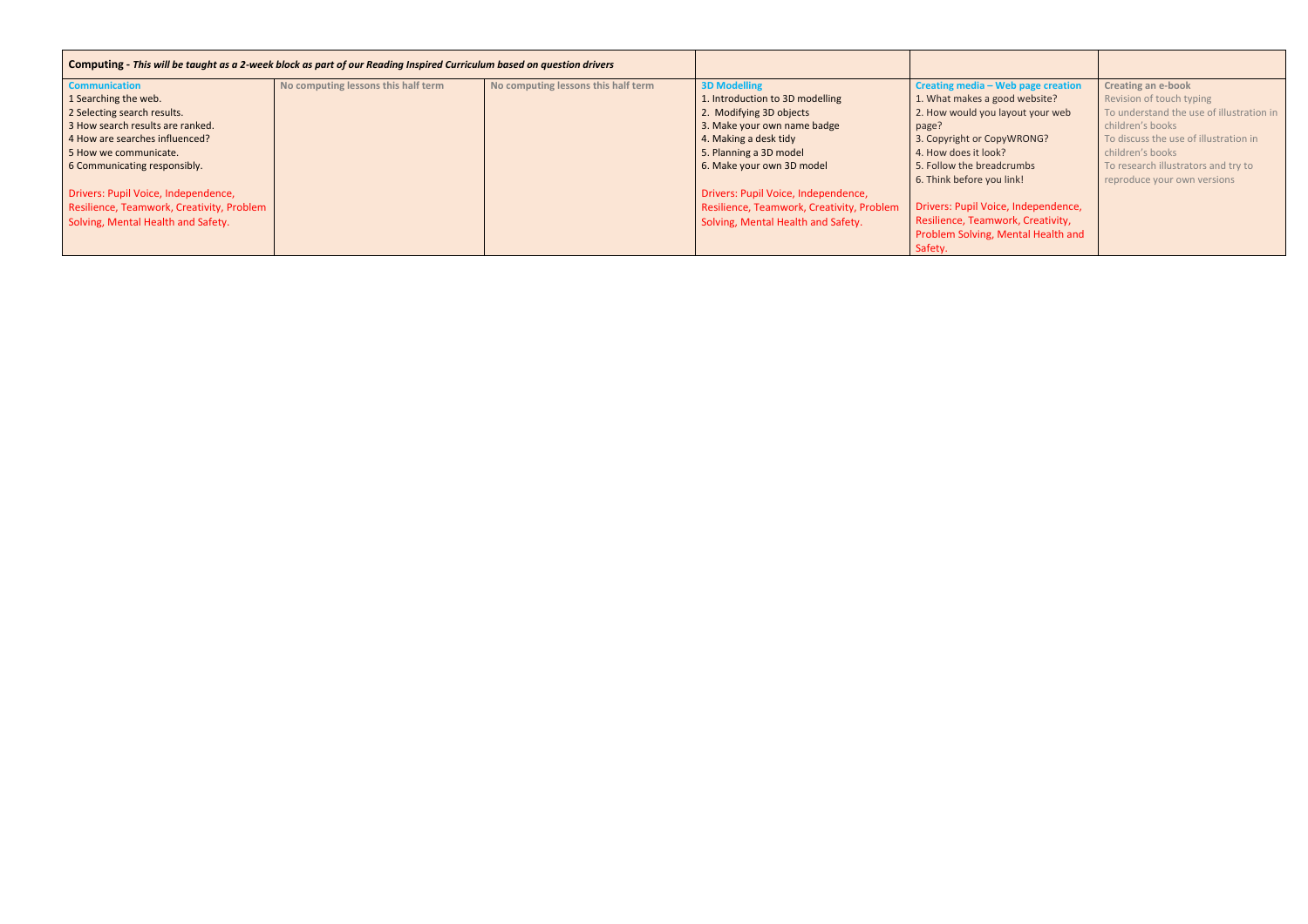| **Computing** - ***This will be taught as a 2-week block as part of our Reading Inspired Curriculum based on question drivers*** | | | | | |
|---|---|---|---|---|---|
| **Communication**<br>1 Searching the web.<br>2 Selecting search results.<br>3 How search results are ranked.<br>4 How are searches influenced?<br>5 How we communicate.<br>6 Communicating responsibly.<br><br>Drivers: Pupil Voice, Independence, Resilience, Teamwork, Creativity, Problem Solving, Mental Health and Safety. | **No computing lessons this half term** | **No computing lessons this half term** | **3D Modelling**<br>1. Introduction to 3D modelling<br>2. Modifying 3D objects<br>3. Make your own name badge<br>4. Making a desk tidy<br>5. Planning a 3D model<br>6. Make your own 3D model<br><br>Drivers: Pupil Voice, Independence, Resilience, Teamwork, Creativity, Problem Solving, Mental Health and Safety. | **Creating media – Web page creation**<br>1. What makes a good website?<br>2. How would you layout your web page?<br>3. Copyright or CopyWRONG?<br>4. How does it look?<br>5. Follow the breadcrumbs<br>6. Think before you link!<br><br>Drivers: Pupil Voice, Independence, Resilience, Teamwork, Creativity, Problem Solving, Mental Health and Safety. | **Creating an e-book**<br>Revision of touch typing<br>To understand the use of illustration in children's books<br>To discuss the use of illustration in children's books<br>To research illustrators and try to reproduce your own versions |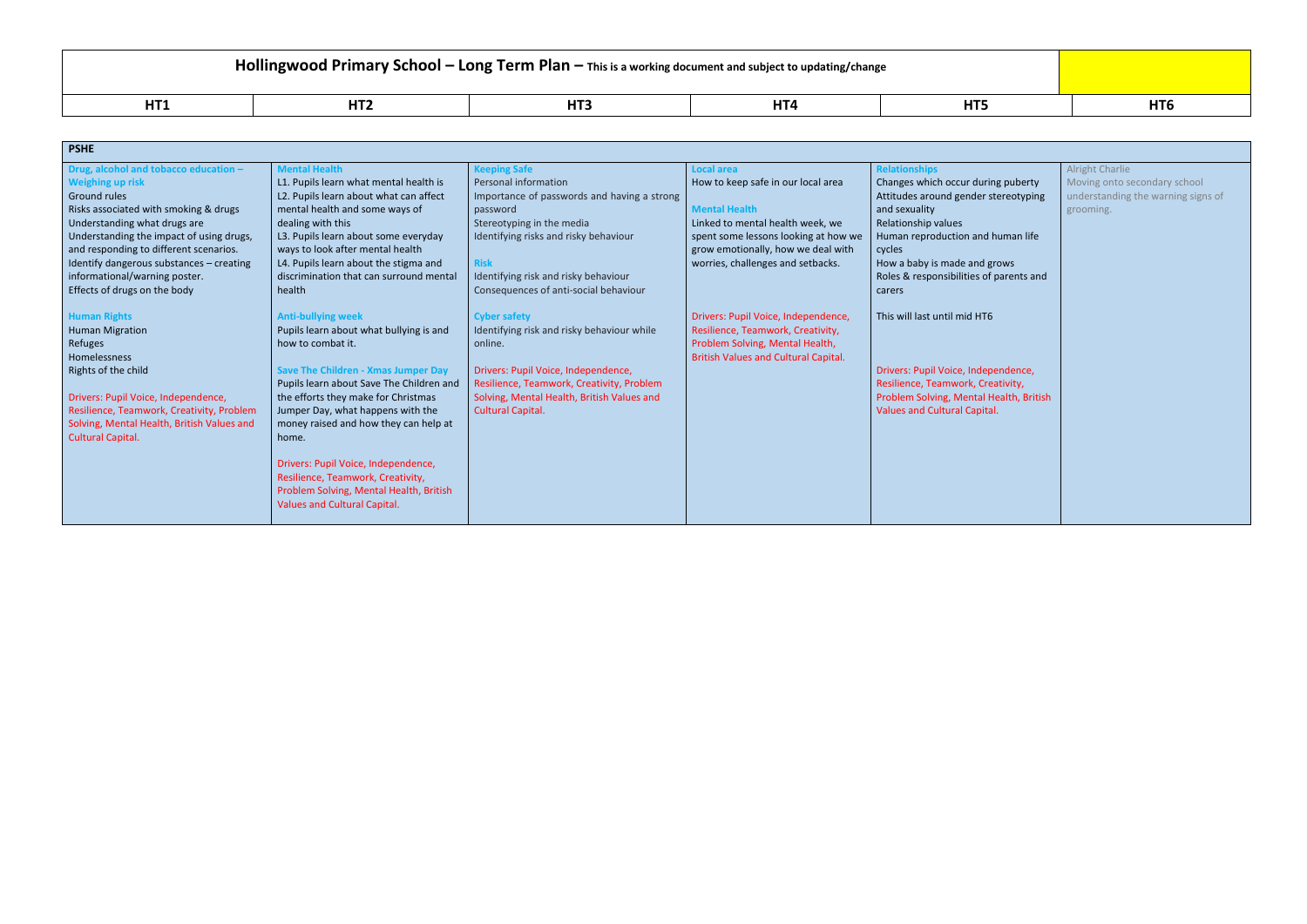# Hollingwood Primary School – Long Term Plan – This is a working document and subject to updating/change

| HT1 | HT2 | HT3 | HT4 | HT5 | HT6 |
|---|---|---|---|---|---|
| **PSHE** | | | | | |
| **Drug, alcohol and tobacco education – Weighing up risk**<br>Ground rules<br>Risks associated with smoking & drugs<br>Understanding what drugs are<br>Understanding the impact of using drugs, and responding to different scenarios.<br>Identify dangerous substances – creating informational/warning poster.<br>Effects of drugs on the body<br><br>**Human Rights**<br>Human Migration<br>Refuges<br>Homelessness<br>Rights of the child<br><br>Drivers: Pupil Voice, Independence, Resilience, Teamwork, Creativity, Problem Solving, Mental Health, British Values and Cultural Capital. | **Mental Health**<br>L1. Pupils learn what mental health is<br>L2. Pupils learn about what can affect mental health and some ways of dealing with this<br>L3. Pupils learn about some everyday ways to look after mental health<br>L4. Pupils learn about the stigma and discrimination that can surround mental health<br><br>**Anti-bullying week**<br>Pupils learn about what bullying is and how to combat it.<br><br>**Save The Children - Xmas Jumper Day**<br>Pupils learn about Save The Children and the efforts they make for Christmas Jumper Day, what happens with the money raised and how they can help at home.<br><br>Drivers: Pupil Voice, Independence, Resilience, Teamwork, Creativity, Problem Solving, Mental Health, British Values and Cultural Capital. | **Keeping Safe**<br>Personal information<br>Importance of passwords and having a strong password<br>Stereotyping in the media<br>Identifying risks and risky behaviour<br><br>**Risk**<br>Identifying risk and risky behaviour<br>Consequences of anti-social behaviour<br><br>**Cyber safety**<br>Identifying risk and risky behaviour while online.<br><br>Drivers: Pupil Voice, Independence, Resilience, Teamwork, Creativity, Problem Solving, Mental Health, British Values and Cultural Capital. | **Local area**<br>How to keep safe in our local area<br><br>**Mental Health**<br>Linked to mental health week, we spent some lessons looking at how we grow emotionally, how we deal with worries, challenges and setbacks.<br><br>Drivers: Pupil Voice, Independence, Resilience, Teamwork, Creativity, Problem Solving, Mental Health, British Values and Cultural Capital. | **Relationships**<br>Changes which occur during puberty<br>Attitudes around gender stereotyping and sexuality<br>Relationship values<br>Human reproduction and human life cycles<br>How a baby is made and grows<br>Roles & responsibilities of parents and carers<br><br>This will last until mid HT6<br><br>Drivers: Pupil Voice, Independence, Resilience, Teamwork, Creativity, Problem Solving, Mental Health, British Values and Cultural Capital. | Alright Charlie<br>Moving onto secondary school<br>understanding the warning signs of grooming. |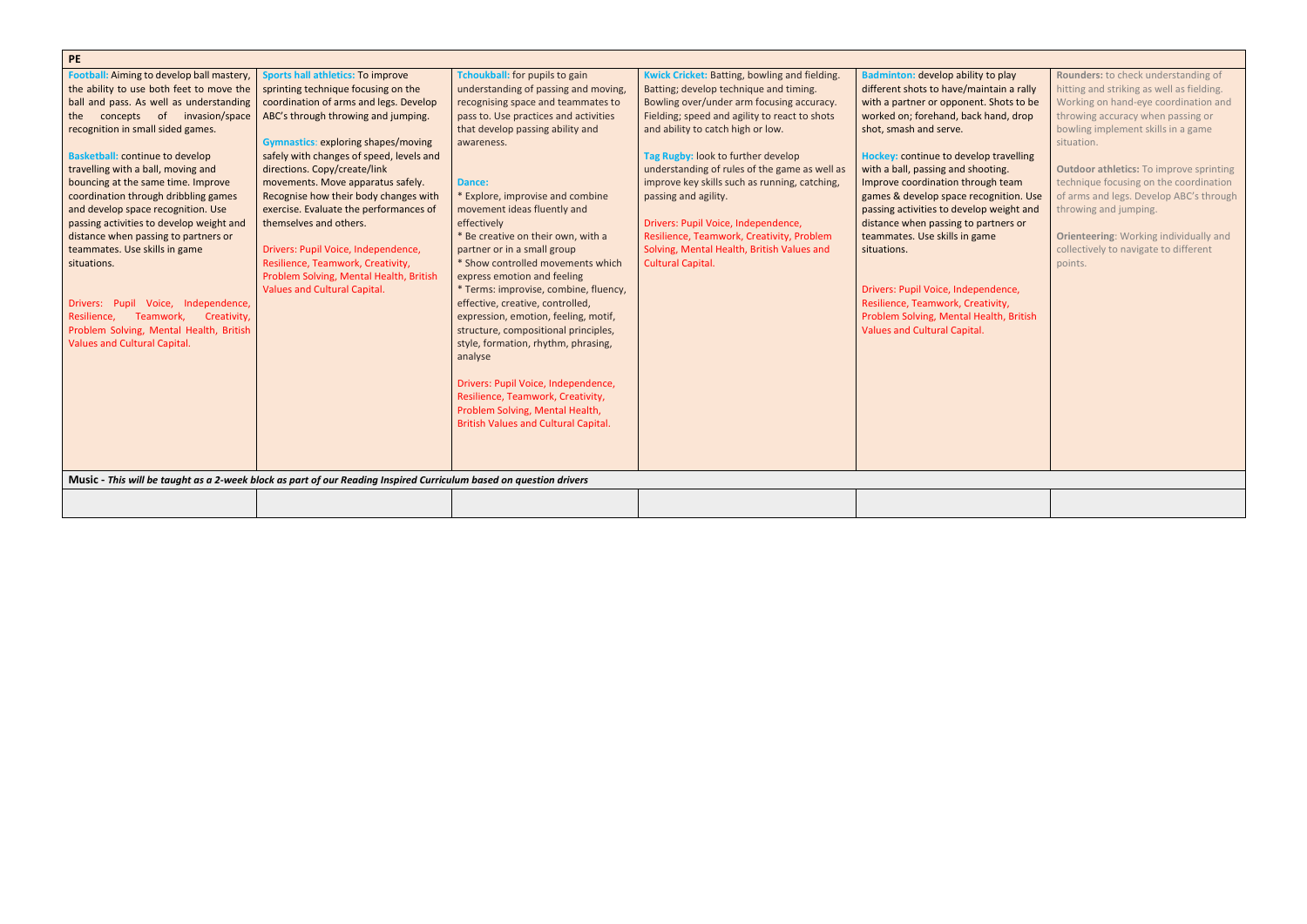| PE | | | | | |
|---|---|---|---|---|---|
| Football: Aiming to develop ball mastery, the ability to use both feet to move the ball and pass. As well as understanding the concepts of invasion/space recognition in small sided games.<br><br>Basketball: continue to develop travelling with a ball, moving and bouncing at the same time. Improve coordination through dribbling games and develop space recognition. Use passing activities to develop weight and distance when passing to partners or teammates. Use skills in game situations.<br><br>Drivers: Pupil Voice, Independence, Resilience, Teamwork, Creativity, Problem Solving, Mental Health, British Values and Cultural Capital. | Sports hall athletics: To improve sprinting technique focusing on the coordination of arms and legs. Develop ABC's through throwing and jumping.<br><br>Gymnastics: exploring shapes/moving safely with changes of speed, levels and directions. Copy/create/link movements. Move apparatus safely. Recognise how their body changes with exercise. Evaluate the performances of themselves and others.<br><br>Drivers: Pupil Voice, Independence, Resilience, Teamwork, Creativity, Problem Solving, Mental Health, British Values and Cultural Capital. | Tchoukball: for pupils to gain understanding of passing and moving, recognising space and teammates to pass to. Use practices and activities that develop passing ability and awareness.<br><br>Dance:<br>* Explore, improvise and combine movement ideas fluently and effectively<br>* Be creative on their own, with a partner or in a small group<br>* Show controlled movements which express emotion and feeling<br>* Terms: improvise, combine, fluency, effective, creative, controlled, expression, emotion, feeling, motif, structure, compositional principles, style, formation, rhythm, phrasing, analyse<br><br>Drivers: Pupil Voice, Independence, Resilience, Teamwork, Creativity, Problem Solving, Mental Health, British Values and Cultural Capital. | Kwick Cricket: Batting, bowling and fielding. Batting; develop technique and timing. Bowling over/under arm focusing accuracy. Fielding; speed and agility to react to shots and ability to catch high or low.<br><br>Tag Rugby: look to further develop understanding of rules of the game as well as improve key skills such as running, catching, passing and agility.<br><br>Drivers: Pupil Voice, Independence, Resilience, Teamwork, Creativity, Problem Solving, Mental Health, British Values and Cultural Capital. | Badminton: develop ability to play different shots to have/maintain a rally with a partner or opponent. Shots to be worked on; forehand, back hand, drop shot, smash and serve.<br><br>Hockey: continue to develop travelling with a ball, passing and shooting. Improve coordination through team games & develop space recognition. Use passing activities to develop weight and distance when passing to partners or teammates. Use skills in game situations.<br><br>Drivers: Pupil Voice, Independence, Resilience, Teamwork, Creativity, Problem Solving, Mental Health, British Values and Cultural Capital. | Rounders: to check understanding of hitting and striking as well as fielding. Working on hand-eye coordination and throwing accuracy when passing or bowling implement skills in a game situation.<br><br>Outdoor athletics: To improve sprinting technique focusing on the coordination of arms and legs. Develop ABC's through throwing and jumping.<br><br>Orienteering: Working individually and collectively to navigate to different points. |
| **Music** - *This will be taught as a 2-week block as part of our Reading Inspired Curriculum based on question drivers* | | | | | |
| | | | | | |